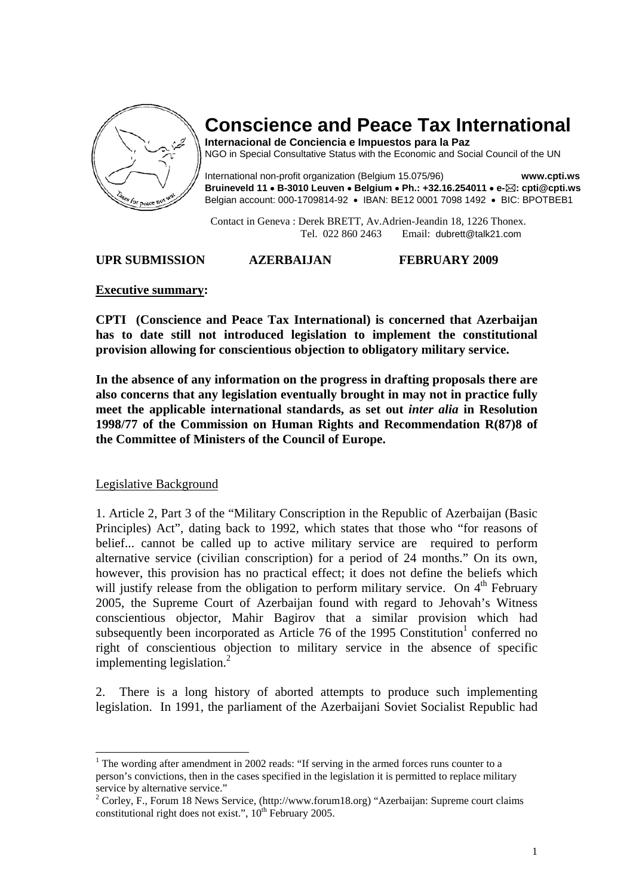# Conscience and Peace Tax International

**Internacional de Conciencia e Impuestos para la Paz**
NGO in Special Consultative Status with the Economic and Social Council of the UN

International non-profit organization (Belgium 15.075/96) **www.cpti.ws**
**Bruineveld 11 • B-3010 Leuven • Belgium • Ph.: +32.16.254011 • e-✉: cpti@cpti.ws**
Belgian account: 000-1709814-92 • IBAN: BE12 0001 7098 1492 • BIC: BPOTBEB1

Contact in Geneva : Derek BRETT, Av.Adrien-Jeandin 18, 1226 Thonex.
Tel. 022 860 2463 Email: dubrett@talk21.com

**UPR SUBMISSION AZERBAIJAN FEBRUARY 2009**

**Executive summary:**

**CPTI (Conscience and Peace Tax International) is concerned that Azerbaijan has to date still not introduced legislation to implement the constitutional provision allowing for conscientious objection to obligatory military service.**

**In the absence of any information on the progress in drafting proposals there are also concerns that any legislation eventually brought in may not in practice fully meet the applicable international standards, as set out *inter alia* in Resolution 1998/77 of the Commission on Human Rights and Recommendation R(87)8 of the Committee of Ministers of the Council of Europe.**

Legislative Background

1. Article 2, Part 3 of the "Military Conscription in the Republic of Azerbaijan (Basic Principles) Act", dating back to 1992, which states that those who "for reasons of belief... cannot be called up to active military service are required to perform alternative service (civilian conscription) for a period of 24 months." On its own, however, this provision has no practical effect; it does not define the beliefs which will justify release from the obligation to perform military service. On 4th February 2005, the Supreme Court of Azerbaijan found with regard to Jehovah's Witness conscientious objector, Mahir Bagirov that a similar provision which had subsequently been incorporated as Article 76 of the 1995 Constitution[1] conferred no right of conscientious objection to military service in the absence of specific implementing legislation.[2]

2. There is a long history of aborted attempts to produce such implementing legislation. In 1991, the parliament of the Azerbaijani Soviet Socialist Republic had

[1] The wording after amendment in 2002 reads: "If serving in the armed forces runs counter to a person's convictions, then in the cases specified in the legislation it is permitted to replace military service by alternative service."

[2] Corley, F., Forum 18 News Service, (http://www.forum18.org) "Azerbaijan: Supreme court claims constitutional right does not exist.", 10th February 2005.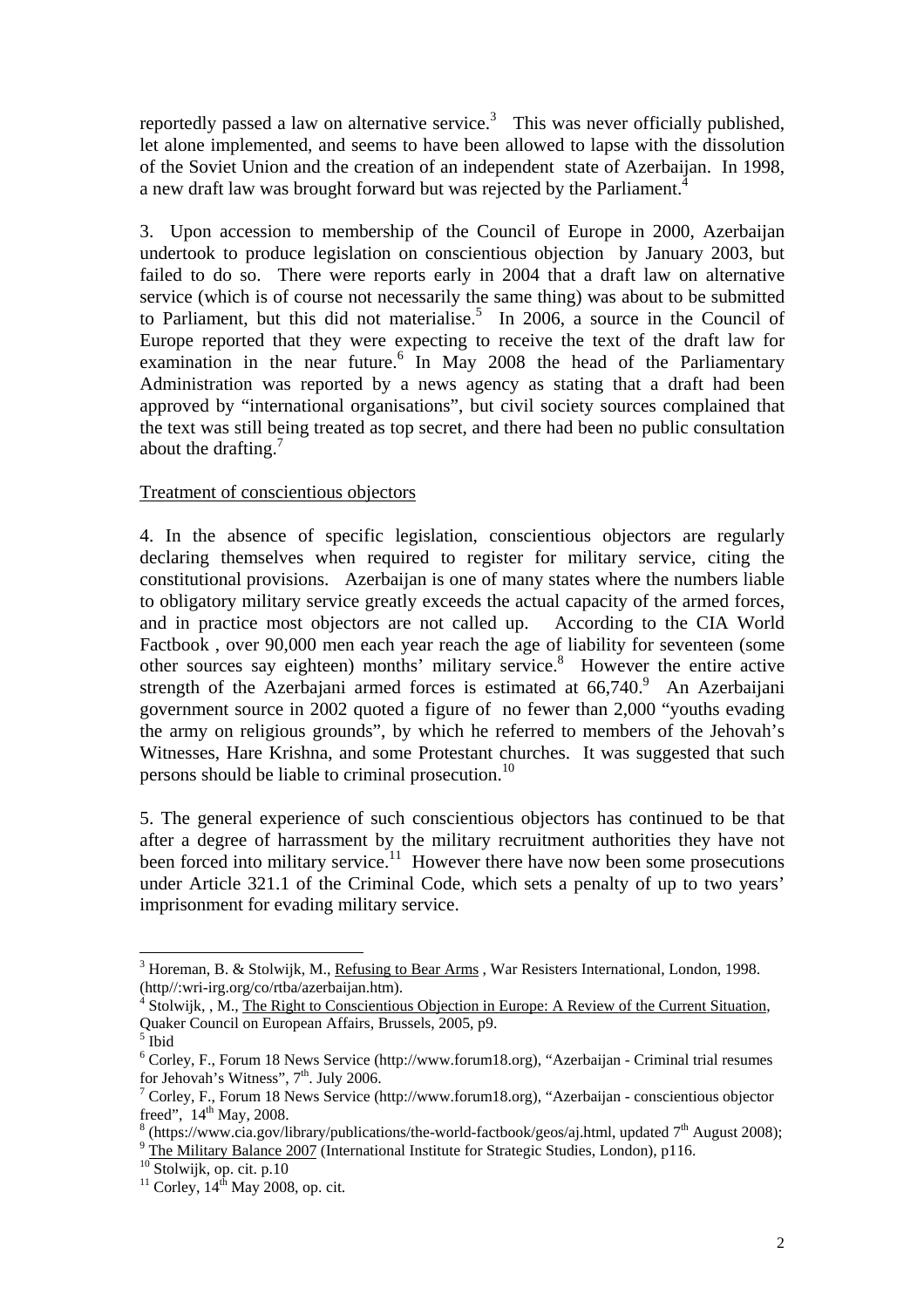reportedly passed a law on alternative service.[3] This was never officially published, let alone implemented, and seems to have been allowed to lapse with the dissolution of the Soviet Union and the creation of an independent state of Azerbaijan. In 1998, a new draft law was brought forward but was rejected by the Parliament.[4]

3. Upon accession to membership of the Council of Europe in 2000, Azerbaijan undertook to produce legislation on conscientious objection by January 2003, but failed to do so. There were reports early in 2004 that a draft law on alternative service (which is of course not necessarily the same thing) was about to be submitted to Parliament, but this did not materialise.[5] In 2006, a source in the Council of Europe reported that they were expecting to receive the text of the draft law for examination in the near future.[6] In May 2008 the head of the Parliamentary Administration was reported by a news agency as stating that a draft had been approved by "international organisations", but civil society sources complained that the text was still being treated as top secret, and there had been no public consultation about the drafting.[7]

Treatment of conscientious objectors

4. In the absence of specific legislation, conscientious objectors are regularly declaring themselves when required to register for military service, citing the constitutional provisions. Azerbaijan is one of many states where the numbers liable to obligatory military service greatly exceeds the actual capacity of the armed forces, and in practice most objectors are not called up. According to the CIA World Factbook , over 90,000 men each year reach the age of liability for seventeen (some other sources say eighteen) months' military service.[8] However the entire active strength of the Azerbajani armed forces is estimated at 66,740.[9] An Azerbaijani government source in 2002 quoted a figure of no fewer than 2,000 "youths evading the army on religious grounds", by which he referred to members of the Jehovah's Witnesses, Hare Krishna, and some Protestant churches. It was suggested that such persons should be liable to criminal prosecution.[10]

5. The general experience of such conscientious objectors has continued to be that after a degree of harrassment by the military recruitment authorities they have not been forced into military service.[11] However there have now been some prosecutions under Article 321.1 of the Criminal Code, which sets a penalty of up to two years' imprisonment for evading military service.

---

[3] Horeman, B. & Stolwijk, M., Refusing to Bear Arms , War Resisters International, London, 1998. (http//:wri-irg.org/co/rtba/azerbaijan.htm).

[4] Stolwijk, , M., The Right to Conscientious Objection in Europe: A Review of the Current Situation, Quaker Council on European Affairs, Brussels, 2005, p9.

[5] Ibid

[6] Corley, F., Forum 18 News Service (http://www.forum18.org), "Azerbaijan - Criminal trial resumes for Jehovah's Witness", 7th. July 2006.

[7] Corley, F., Forum 18 News Service (http://www.forum18.org), "Azerbaijan - conscientious objector freed", 14th May, 2008.

[8] (https://www.cia.gov/library/publications/the-world-factbook/geos/aj.html, updated 7th August 2008);

[9] The Military Balance 2007 (International Institute for Strategic Studies, London), p116.

[10] Stolwijk, op. cit. p.10

[11] Corley, 14th May 2008, op. cit.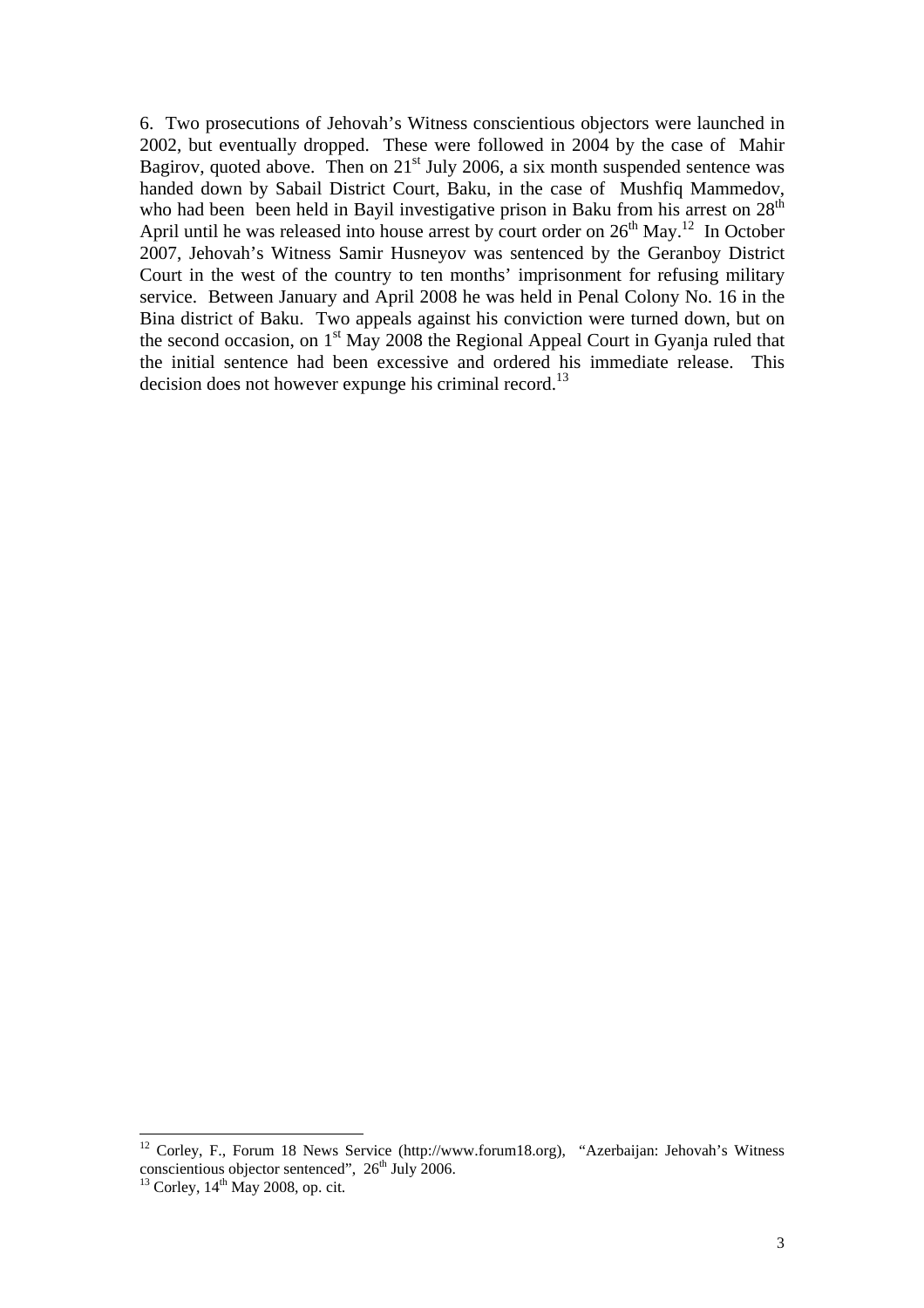6. Two prosecutions of Jehovah's Witness conscientious objectors were launched in 2002, but eventually dropped. These were followed in 2004 by the case of Mahir Bagirov, quoted above. Then on 21st July 2006, a six month suspended sentence was handed down by Sabail District Court, Baku, in the case of Mushfiq Mammedov, who had been been held in Bayil investigative prison in Baku from his arrest on 28th April until he was released into house arrest by court order on 26th May.[12] In October 2007, Jehovah's Witness Samir Husneyov was sentenced by the Geranboy District Court in the west of the country to ten months' imprisonment for refusing military service. Between January and April 2008 he was held in Penal Colony No. 16 in the Bina district of Baku. Two appeals against his conviction were turned down, but on the second occasion, on 1st May 2008 the Regional Appeal Court in Gyanja ruled that the initial sentence had been excessive and ordered his immediate release. This decision does not however expunge his criminal record.[13]

---

[12] Corley, F., Forum 18 News Service (http://www.forum18.org), "Azerbaijan: Jehovah's Witness conscientious objector sentenced", 26th July 2006.

[13] Corley, 14th May 2008, op. cit.